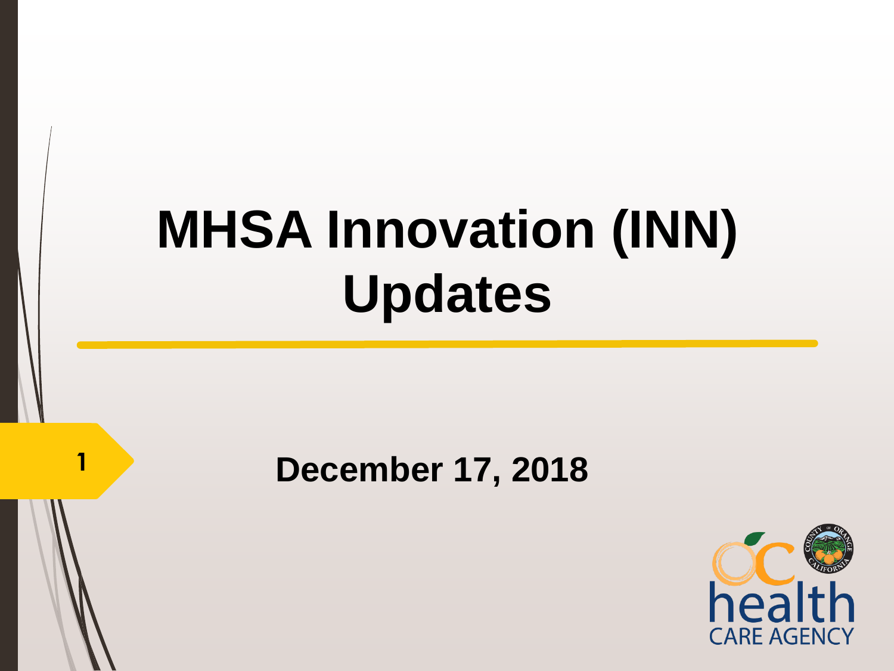# MHSA Innovation (INN) Updates

December 17, 2018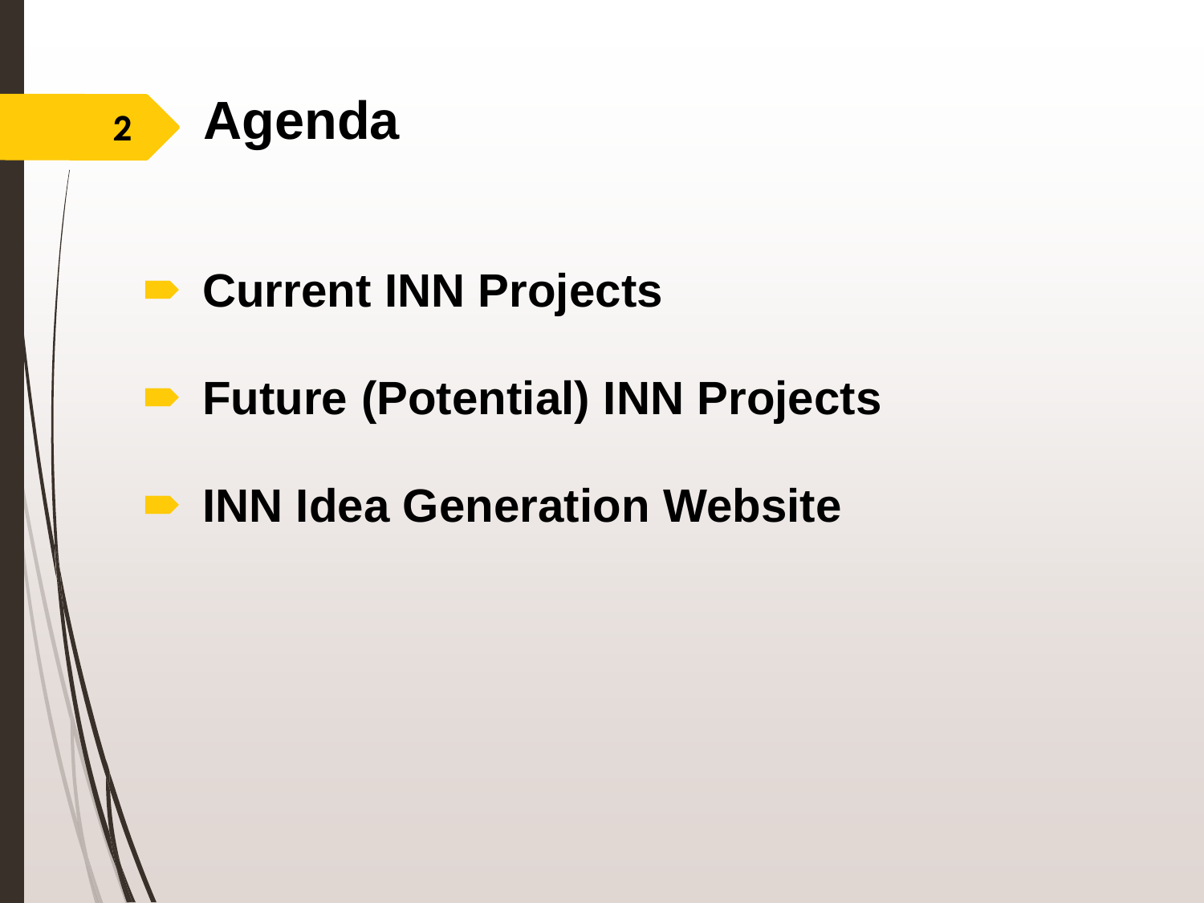# Agenda

- Current INN Projects
- Future (Potential) INN Projects
- INN Idea Generation Website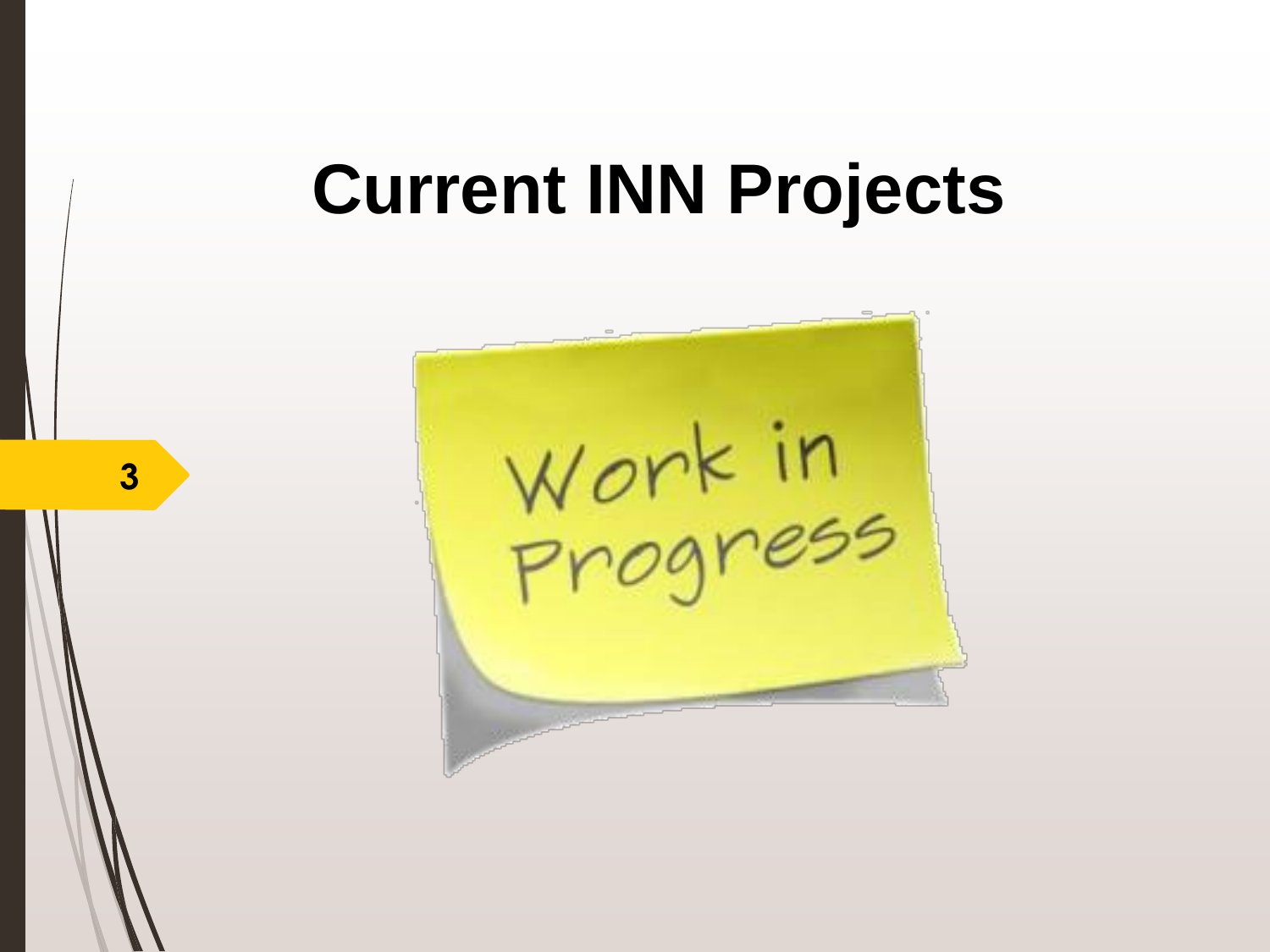# Current INN Projects

Work in Progress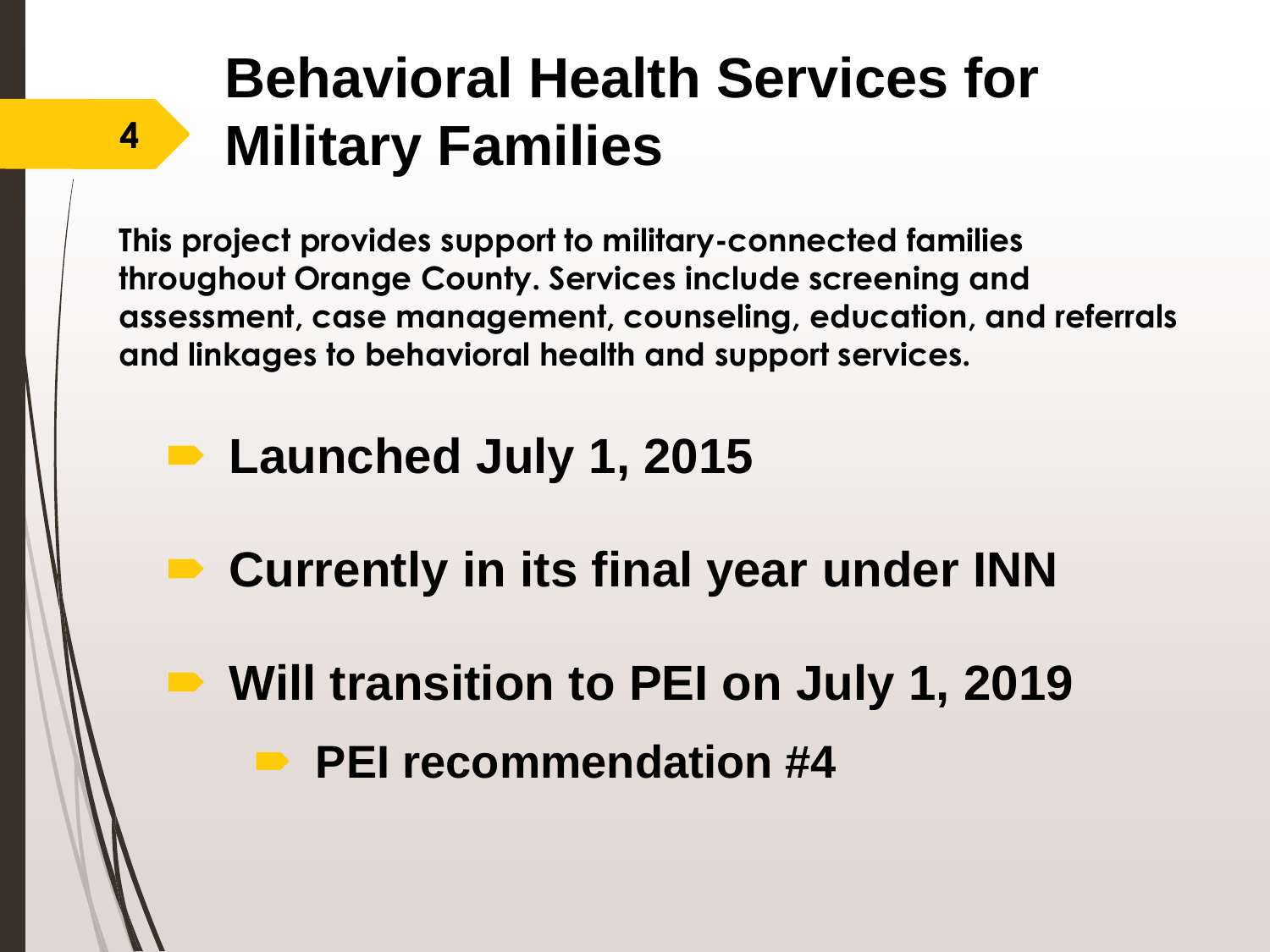# Behavioral Health Services for Military Families

**This project provides support to military-connected families throughout Orange County. Services include screening and assessment, case management, counseling, education, and referrals and linkages to behavioral health and support services.**

- **Launched July 1, 2015**
- **Currently in its final year under INN**
- **Will transition to PEI on July 1, 2019**
  - **PEI recommendation #4**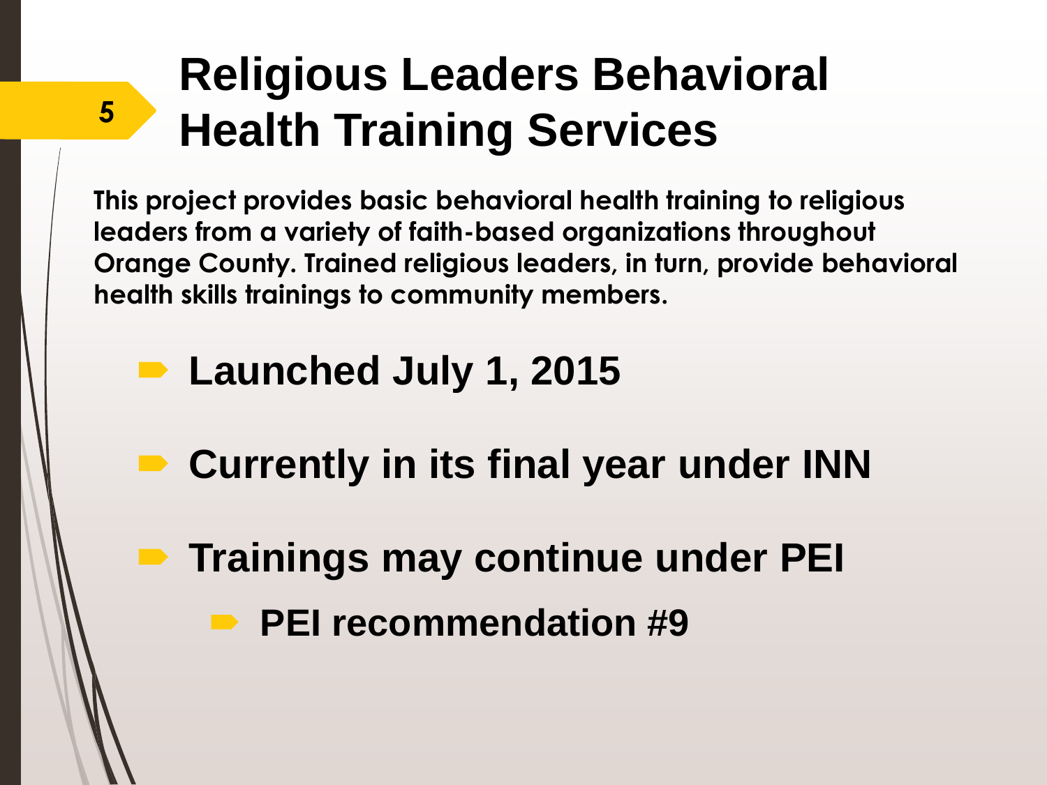# Religious Leaders Behavioral Health Training Services

**This project provides basic behavioral health training to religious leaders from a variety of faith-based organizations throughout Orange County. Trained religious leaders, in turn, provide behavioral health skills trainings to community members.**

- **Launched July 1, 2015**
- **Currently in its final year under INN**
- **Trainings may continue under PEI**
  - **PEI recommendation #9**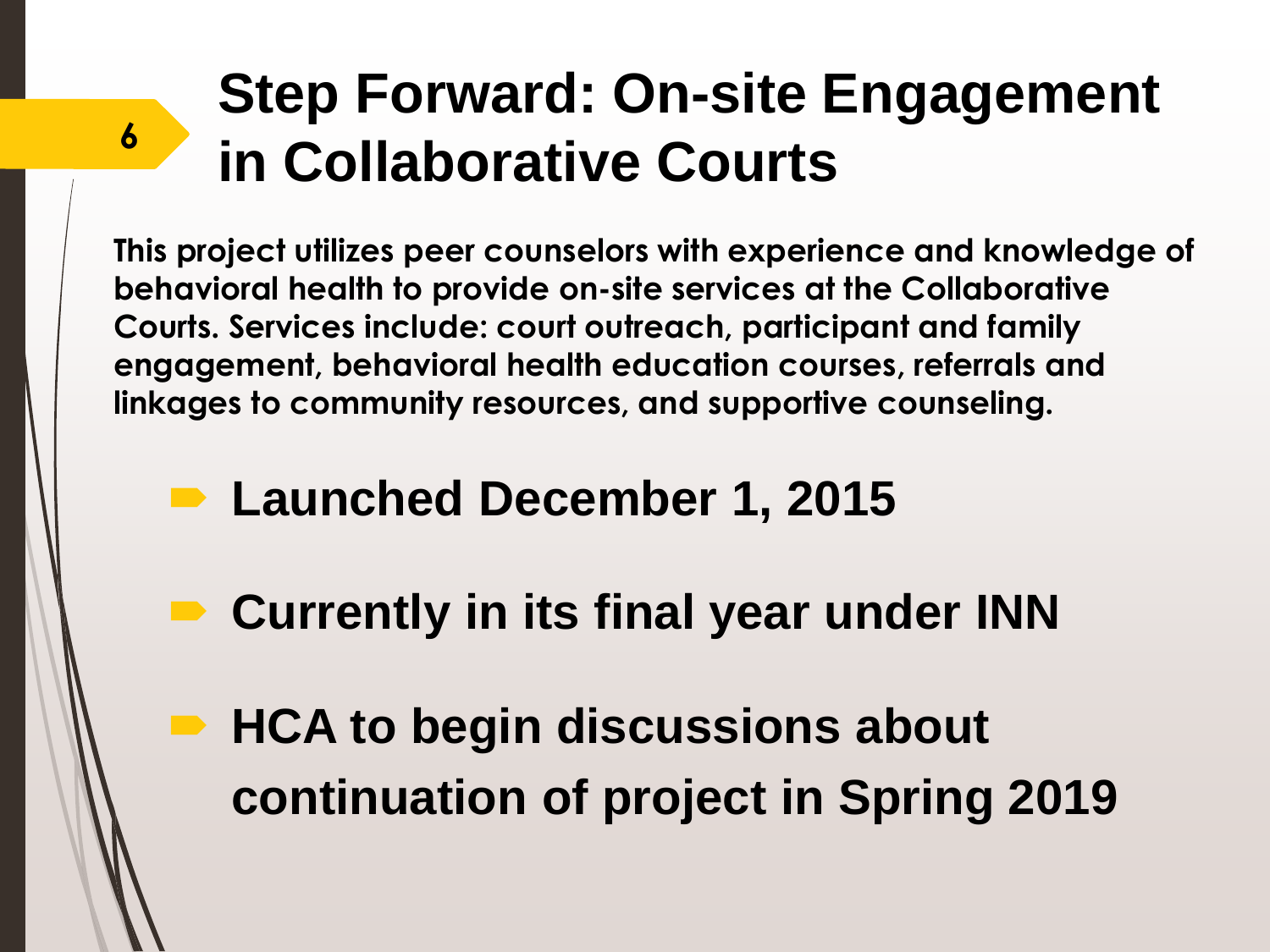# Step Forward: On-site Engagement in Collaborative Courts

**This project utilizes peer counselors with experience and knowledge of behavioral health to provide on-site services at the Collaborative Courts. Services include: court outreach, participant and family engagement, behavioral health education courses, referrals and linkages to community resources, and supportive counseling.**

- **Launched December 1, 2015**
- **Currently in its final year under INN**
- **HCA to begin discussions about continuation of project in Spring 2019**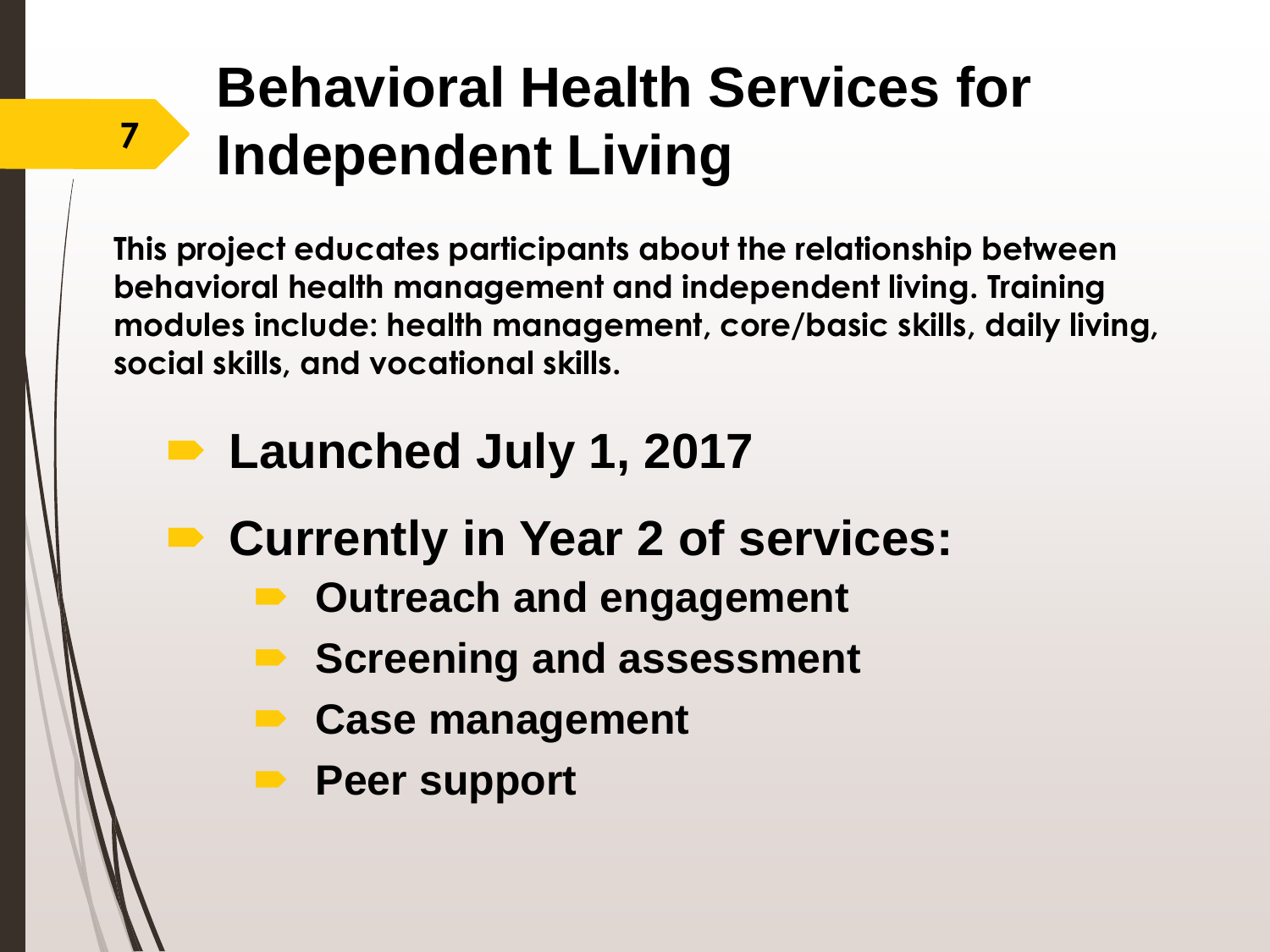# Behavioral Health Services for Independent Living

**This project educates participants about the relationship between behavioral health management and independent living. Training modules include: health management, core/basic skills, daily living, social skills, and vocational skills.**

- **Launched July 1, 2017**
- **Currently in Year 2 of services:**
  - **Outreach and engagement**
  - **Screening and assessment**
  - **Case management**
  - **Peer support**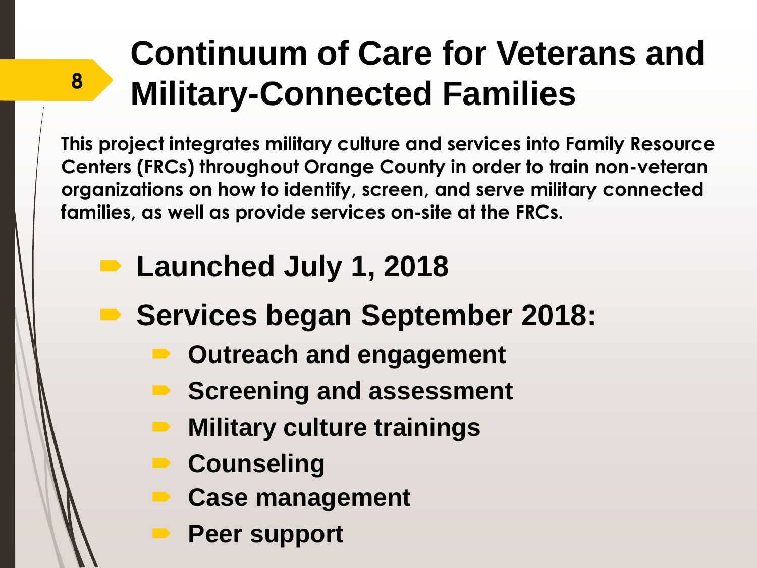# Continuum of Care for Veterans and Military-Connected Families

**This project integrates military culture and services into Family Resource Centers (FRCs) throughout Orange County in order to train non-veteran organizations on how to identify, screen, and serve military connected families, as well as provide services on-site at the FRCs.**

- **Launched July 1, 2018**
- **Services began September 2018:**
  - **Outreach and engagement**
  - **Screening and assessment**
  - **Military culture trainings**
  - **Counseling**
  - **Case management**
  - **Peer support**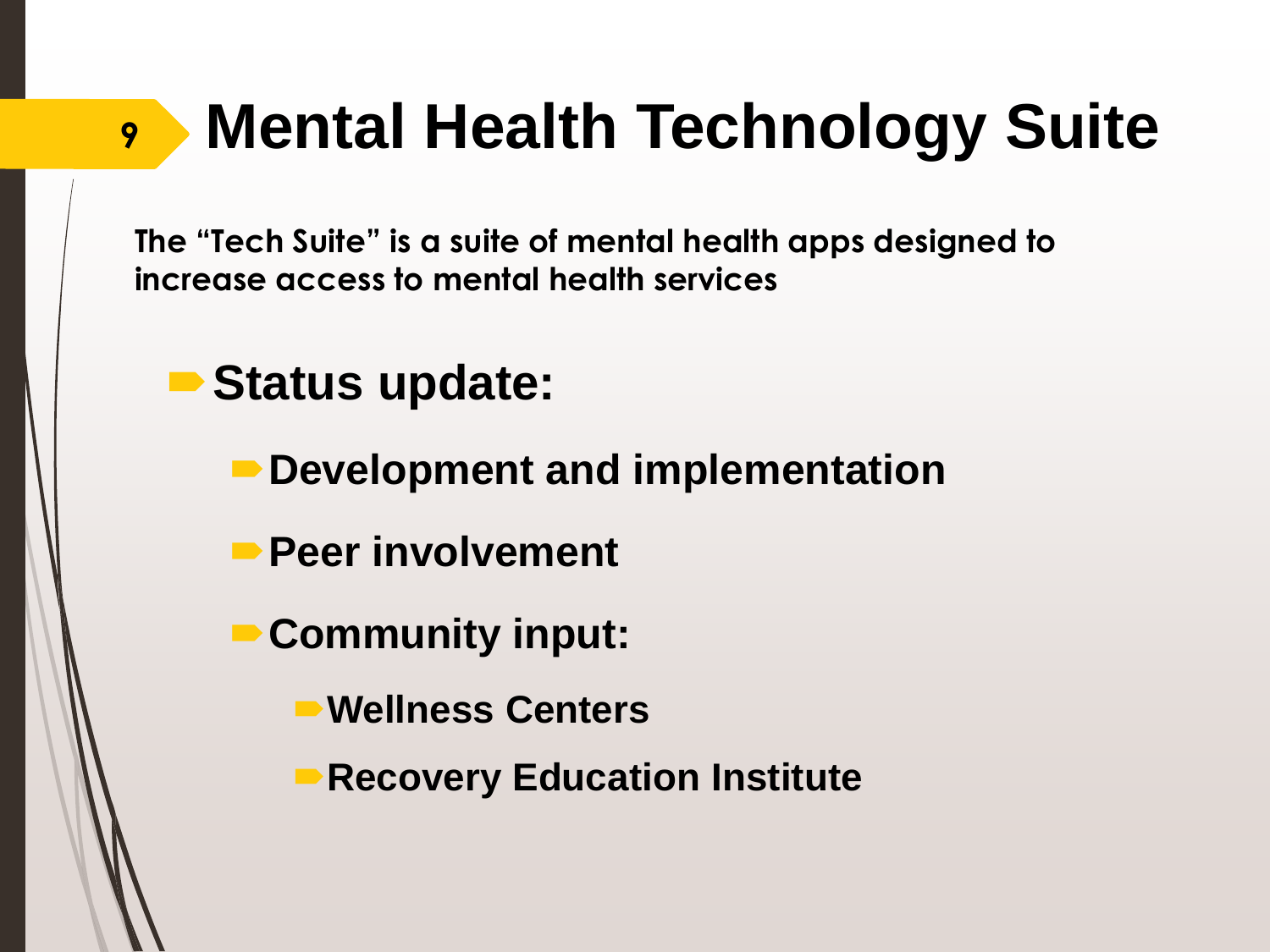# Mental Health Technology Suite

**The "Tech Suite" is a suite of mental health apps designed to increase access to mental health services**

- **Status update:**
  - **Development and implementation**
  - **Peer involvement**
  - **Community input:**
    - **Wellness Centers**
    - **Recovery Education Institute**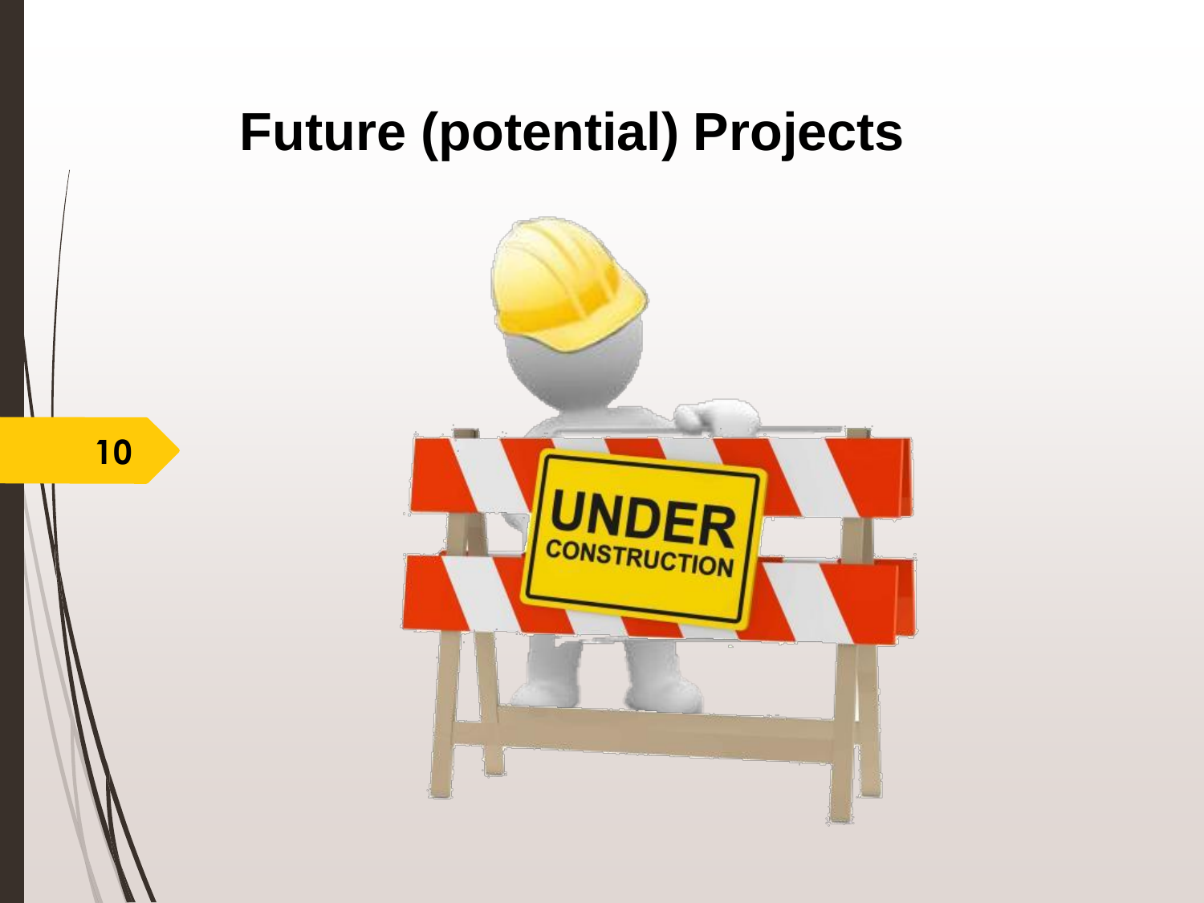# Future (potential) Projects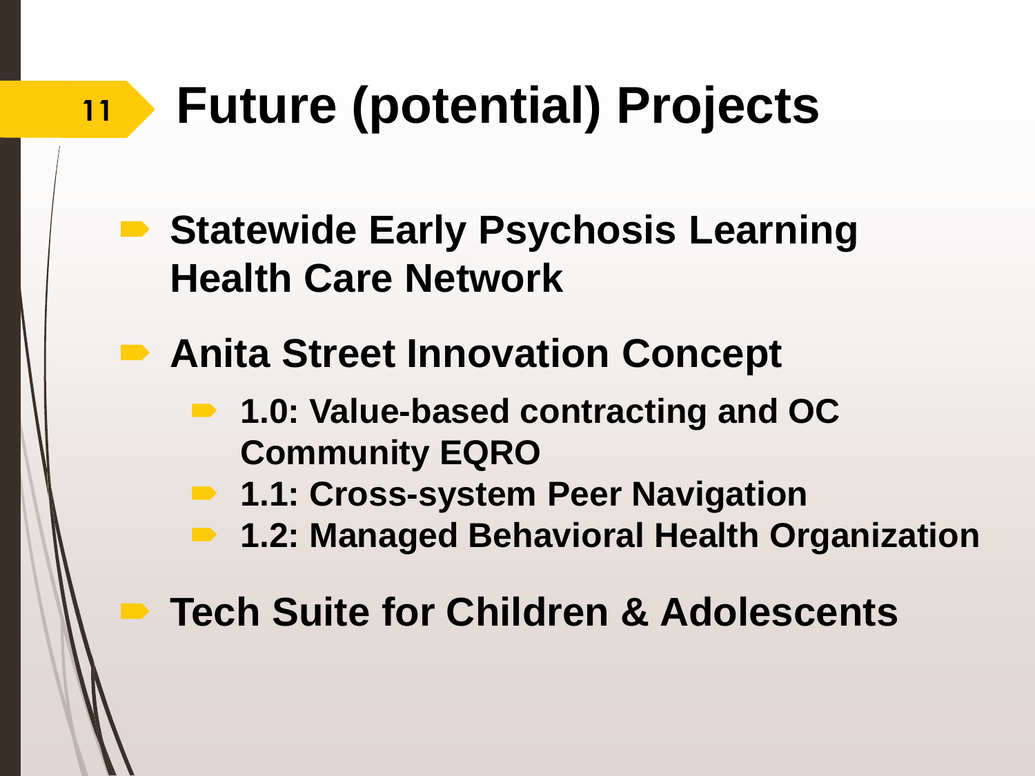# Future (potential) Projects

- **Statewide Early Psychosis Learning Health Care Network**
- **Anita Street Innovation Concept**
  - **1.0: Value-based contracting and OC Community EQRO**
  - **1.1: Cross-system Peer Navigation**
  - **1.2: Managed Behavioral Health Organization**
- **Tech Suite for Children & Adolescents**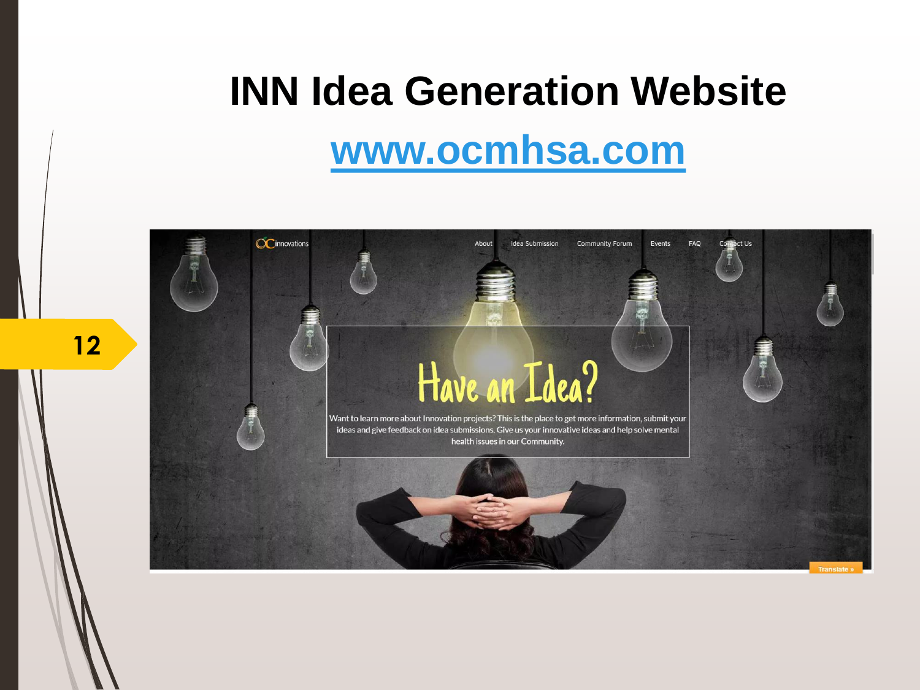# INN Idea Generation Website

## [www.ocmhsa.com](http://www.ocmhsa.com)

OC innovations

About | Idea Submission | Community Forum | Events | FAQ | Contact Us

Have an Idea?

Want to learn more about Innovation projects? This is the place to get more information, submit your ideas and give feedback on idea submissions. Give us your innovative ideas and help solve mental health issues in our Community.

Translate »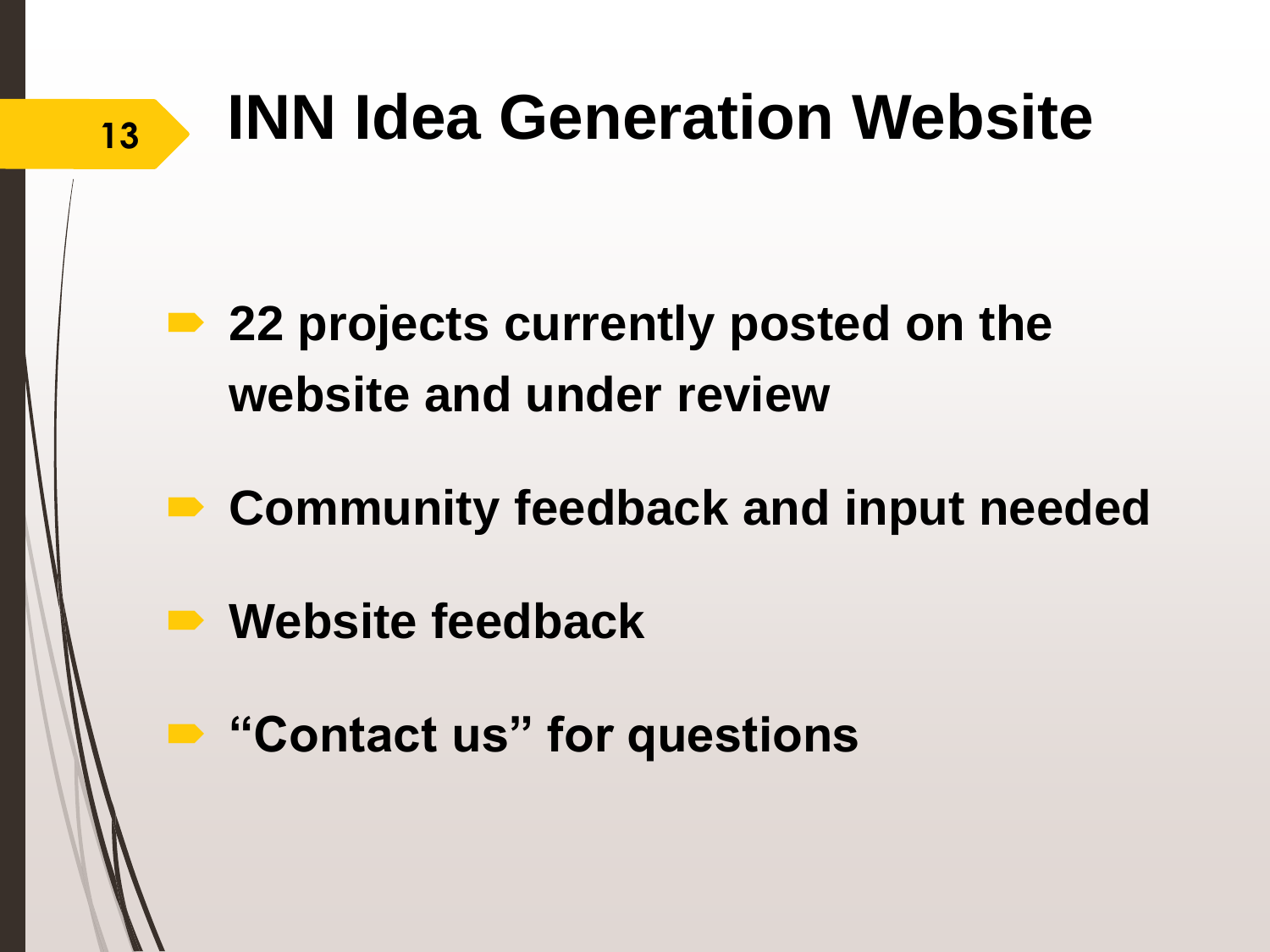# INN Idea Generation Website

- 22 projects currently posted on the website and under review
- Community feedback and input needed
- Website feedback
- "Contact us" for questions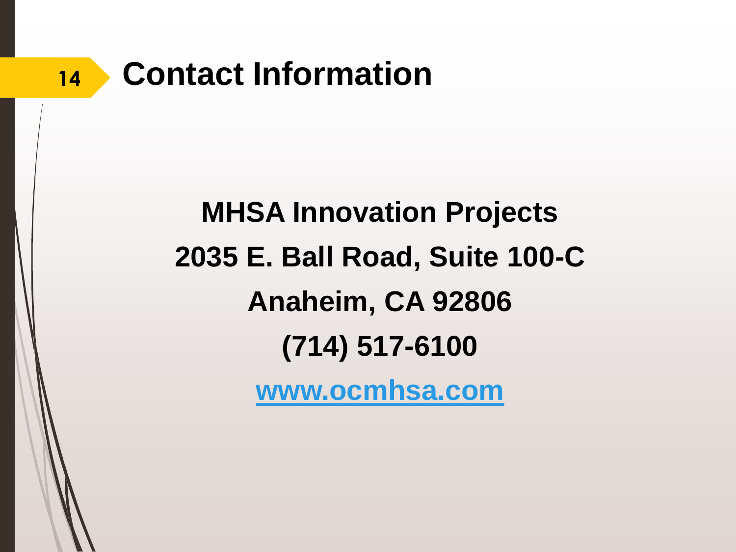# Contact Information

**MHSA Innovation Projects**

**2035 E. Ball Road, Suite 100-C**

**Anaheim, CA 92806**

**(714) 517-6100**

**[www.ocmhsa.com](http://www.ocmhsa.com)**